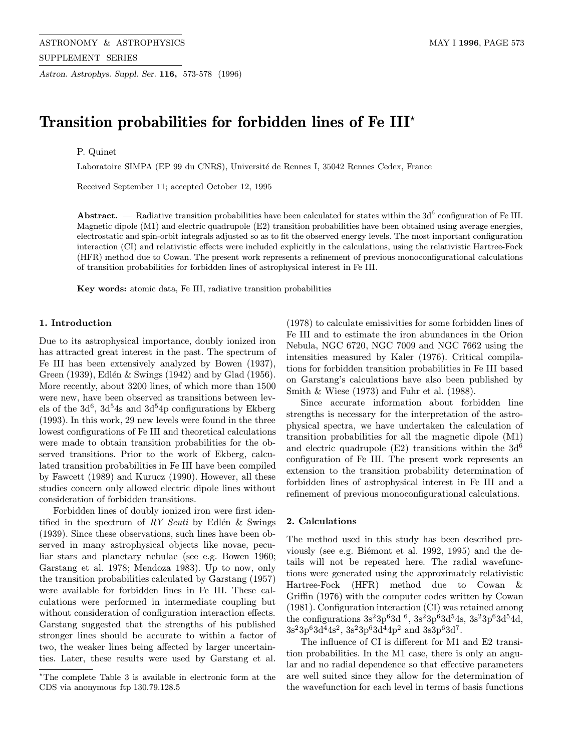# Transition probabilities for forbidden lines of Fe III*

P. Quinet

Laboratoire SIMPA (EP 99 du CNRS), Université de Rennes I, 35042 Rennes Cedex, France

Received September 11; accepted October 12, 1995

**Abstract.** — Radiative transition probabilities have been calculated for states within the $3d^6$ configuration of Fe III. Magnetic dipole (M1) and electric quadrupole (E2) transition probabilities have been obtained using average energies, electrostatic and spin-orbit integrals adjusted so as to fit the observed energy levels. The most important configuration interaction (CI) and relativistic effects were included explicitly in the calculations, using the relativistic Hartree-Fock (HFR) method due to Cowan. The present work represents a refinement of previous monoconfigurational calculations of transition probabilities for forbidden lines of astrophysical interest in Fe III.

**Key words:** atomic data, Fe III, radiative transition probabilities

## 1. Introduction

Due to its astrophysical importance, doubly ionized iron has attracted great interest in the past. The spectrum of Fe III has been extensively analyzed by Bowen (1937), Green (1939), Edlén & Swings (1942) and by Glad (1956). More recently, about 3200 lines, of which more than 1500 were new, have been observed as transitions between levels of the $3d^6$, $3d^54s$ and $3d^54p$ configurations by Ekberg (1993). In this work, 29 new levels were found in the three lowest configurations of Fe III and theoretical calculations were made to obtain transition probabilities for the observed transitions. Prior to the work of Ekberg, calculated transition probabilities in Fe III have been compiled by Fawcett (1989) and Kurucz (1990). However, all these studies concern only allowed electric dipole lines without consideration of forbidden transitions.

Forbidden lines of doubly ionized iron were first identified in the spectrum of *RY Scuti* by Edlén & Swings (1939). Since these observations, such lines have been observed in many astrophysical objects like novae, peculiar stars and planetary nebulae (see e.g. Bowen 1960; Garstang et al. 1978; Mendoza 1983). Up to now, only the transition probabilities calculated by Garstang (1957) were available for forbidden lines in Fe III. These calculations were performed in intermediate coupling but without consideration of configuration interaction effects. Garstang suggested that the strengths of his published stronger lines should be accurate to within a factor of two, the weaker lines being affected by larger uncertainties. Later, these results were used by Garstang et al. (1978) to calculate emissivities for some forbidden lines of Fe III and to estimate the iron abundances in the Orion Nebula, NGC 6720, NGC 7009 and NGC 7662 using the intensities measured by Kaler (1976). Critical compilations for forbidden transition probabilities in Fe III based on Garstang's calculations have also been published by Smith & Wiese (1973) and Fuhr et al. (1988).

Since accurate information about forbidden line strengths is necessary for the interpretation of the astrophysical spectra, we have undertaken the calculation of transition probabilities for all the magnetic dipole (M1) and electric quadrupole (E2) transitions within the $3d^6$ configuration of Fe III. The present work represents an extension to the transition probability determination of forbidden lines of astrophysical interest in Fe III and a refinement of previous monoconfigurational calculations.

## 2. Calculations

The method used in this study has been described previously (see e.g. Biémont et al. 1992, 1995) and the details will not be repeated here. The radial wavefunctions were generated using the approximately relativistic Hartree-Fock (HFR) method due to Cowan & Griffin (1976) with the computer codes written by Cowan (1981). Configuration interaction (CI) was retained among the configurations $3s^23p^63d^6$, $3s^23p^63d^54s$, $3s^23p^63d^54d$, $3s^23p^63d^44s^2$, $3s^23p^63d^44p^2$ and $3s3p^63d^7$.

The influence of CI is different for M1 and E2 transition probabilities. In the M1 case, there is only an angular and no radial dependence so that effective parameters are well suited since they allow for the determination of the wavefunction for each level in terms of basis functions

*The complete Table 3 is available in electronic form at the CDS via anonymous ftp 130.79.128.5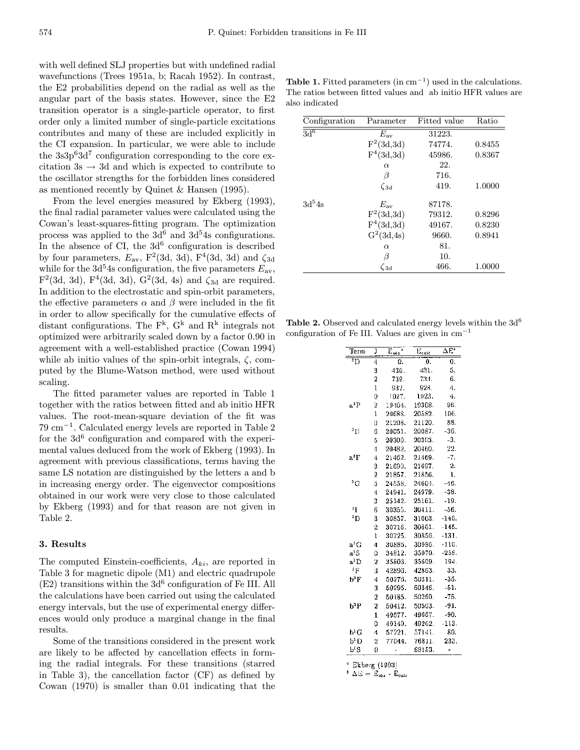with well defined SLJ properties but with undefined radial wavefunctions (Trees 1951a, b; Racah 1952). In contrast, the E2 probabilities depend on the radial as well as the angular part of the basis states. However, since the E2 transition operator is a single-particle operator, to first order only a limited number of single-particle excitations contributes and many of these are included explicitly in the CI expansion. In particular, we were able to include the $3s3p^63d^7$ configuration corresponding to the core excitation $3s \rightarrow 3d$ and which is expected to contribute to the oscillator strengths for the forbidden lines considered as mentioned recently by Quinet & Hansen (1995).

From the level energies measured by Ekberg (1993), the final radial parameter values were calculated using the Cowan's least-squares-fitting program. The optimization process was applied to the $3d^6$ and $3d^54s$ configurations. In the absence of CI, the $3d^6$ configuration is described by four parameters, $E_{\rm av}$, $F^2$(3d, 3d), $F^4$(3d, 3d) and $\zeta_{3d}$ while for the $3d^54s$ configuration, the five parameters $E_{\rm av}$, $F^2$(3d, 3d), $F^4$(3d, 3d), $G^2$(3d, 4s) and $\zeta_{3d}$ are required. In addition to the electrostatic and spin-orbit parameters, the effective parameters $\alpha$ and $\beta$ were included in the fit in order to allow specifically for the cumulative effects of distant configurations. The $F^k$, $G^k$ and $R^k$ integrals not optimized were arbitrarily scaled down by a factor 0.90 in agreement with a well-established practice (Cowan 1994) while ab initio values of the spin-orbit integrals, $\zeta$, computed by the Blume-Watson method, were used without scaling.

The fitted parameter values are reported in Table 1 together with the ratios between fitted and ab initio HFR values. The root-mean-square deviation of the fit was 79 cm$^{-1}$. Calculated energy levels are reported in Table 2 for the $3d^6$ configuration and compared with the experimental values deduced from the work of Ekberg (1993). In agreement with previous classifications, terms having the same LS notation are distinguished by the letters a and b in increasing energy order. The eigenvector compositions obtained in our work were very close to those calculated by Ekberg (1993) and for that reason are not given in Table 2.

### 3. Results

The computed Einstein-coefficients, $A_{ki}$, are reported in Table 3 for magnetic dipole (M1) and electric quadrupole (E2) transitions within the $3d^6$ configuration of Fe III. All the calculations have been carried out using the calculated energy intervals, but the use of experimental energy differences would only produce a marginal change in the final results.

Some of the transitions considered in the present work are likely to be affected by cancellation effects in forming the radial integrals. For these transitions (starred in Table 3), the cancellation factor (CF) as defined by Cowan (1970) is smaller than 0.01 indicating that the

**Table 1.** Fitted parameters (in cm$^{-1}$) used in the calculations. The ratios between fitted values and ab initio HFR values are also indicated

| Configuration | Parameter | Fitted value | Ratio |
|---|---|---|---|
| $3d^6$ | $E_{\rm av}$ | 31223. | |
| | $F^2$(3d,3d) | 74774. | 0.8455 |
| | $F^4$(3d,3d) | 45986. | 0.8367 |
| | $\alpha$ | 22. | |
| | $\beta$ | 716. | |
| | $\zeta_{3d}$ | 419. | 1.0000 |
| $3d^54s$ | $E_{\rm av}$ | 87178. | |
| | $F^2$(3d,3d) | 79312. | 0.8296 |
| | $F^4$(3d,3d) | 49167. | 0.8230 |
| | $G^2$(3d,4s) | 9660. | 0.8941 |
| | $\alpha$ | 81. | |
| | $\beta$ | 10. | |
| | $\zeta_{3d}$ | 466. | 1.0000 |

**Table 2.** Observed and calculated energy levels within the $3d^6$ configuration of Fe III. Values are given in cm$^{-1}$

| Term | J | $E_{obs}$ [a] | $E_{calc}$ | $\Delta E$ [b] |
|---|---|---|---|---|
| $^5$D | 4 | 0. | 0. | 0. |
| | 3 | 436. | 431. | 5. |
| | 2 | 739. | 733. | 6. |
| | 1 | 932. | 928. | 4. |
| | 0 | 1027. | 1023. | 4. |
| a$^3$P | 2 | 19404. | 19308. | 96. |
| | 1 | 20688. | 20582. | 106. |
| | 0 | 21208. | 21120. | 88. |
| $^3$H | 6 | 20051. | 20087. | -36. |
| | 5 | 20300. | 20303. | -3. |
| | 4 | 20482. | 20460. | 22. |
| a$^3$F | 4 | 21462. | 21469. | -7. |
| | 3 | 21699. | 21697. | 2. |
| | 2 | 21857. | 21856. | 1. |
| $^3$G | 5 | 24558. | 24604. | -46. |
| | 4 | 24941. | 24979. | -38. |
| | 3 | 25142. | 25161. | -19. |
| $^1$I | 6 | 30355. | 30411. | -56. |
| $^3$D | 3 | 30857. | 31003. | -146. |
| | 2 | 30716. | 30861. | -145. |
| | 1 | 30725. | 30856. | -131. |
| a$^1$G | 4 | 30886. | 30996. | -110. |
| a$^1$S | 0 | 34812. | 35070. | -258. |
| a$^1$D | 2 | 35803. | 35609. | 194. |
| $^1$F | 3 | 42896. | 42863. | 33. |
| b$^3$F | 4 | 50276. | 50311. | -35. |
| | 3 | 50295. | 50346. | -51. |
| | 2 | 50185. | 50260. | -75. |
| b$^3$P | 2 | 50412. | 50503. | -91. |
| | 1 | 49577. | 49667. | -90. |
| | 0 | 49149. | 49262. | -113. |
| b$^1$G | 4 | 57221. | 57141. | 80. |
| b$^1$D | 2 | 77044. | 76811. | 233. |
| b$^1$S | 0 | - | 98153. | - |

[a] Ekberg (1993)
[b] $\Delta E = E_{obs} - E_{calc}$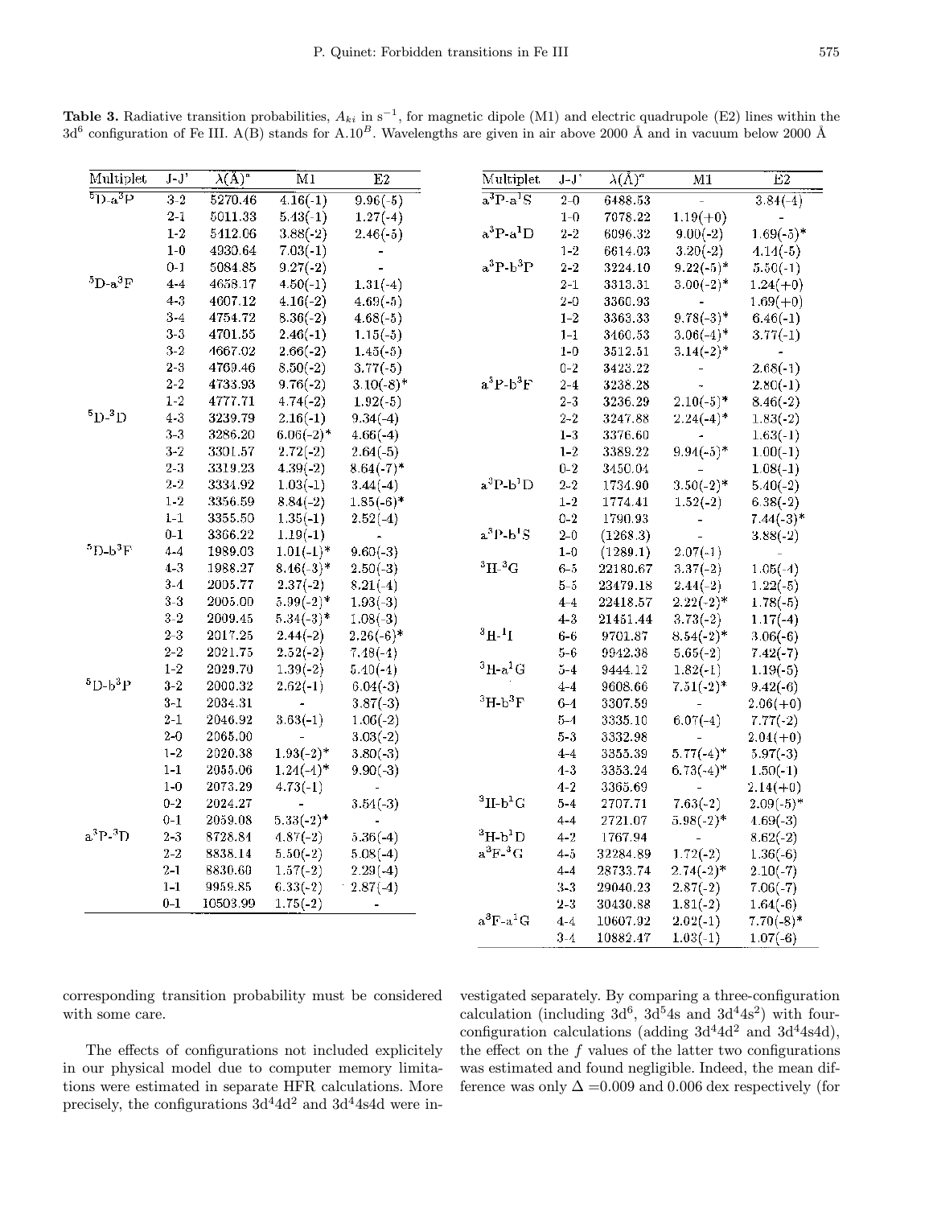**Table 3.** Radiative transition probabilities, $A_{ki}$ in $s^{-1}$, for magnetic dipole (M1) and electric quadrupole (E2) lines within the $3d^6$ configuration of Fe III. A(B) stands for A.$10^B$. Wavelengths are given in air above 2000 Å and in vacuum below 2000 Å

| Multiplet | J-J' | $\lambda$(Å)[a] | M1 | E2 |
|---|---|---|---|---|
| $^5$D-a$^3$P | 3-2 | 5270.46 | 4.16(-1) | 9.96(-5) |
| | 2-1 | 5011.33 | 5.43(-1) | 1.27(-4) |
| | 1-2 | 5412.06 | 3.88(-2) | 2.46(-5) |
| | 1-0 | 4930.64 | 7.03(-1) | - |
| | 0-1 | 5084.85 | 9.27(-2) | - |
| $^5$D-a$^3$F | 4-4 | 4658.17 | 4.50(-1) | 1.31(-4) |
| | 4-3 | 4607.12 | 4.16(-2) | 4.69(-5) |
| | 3-4 | 4754.72 | 8.36(-2) | 4.68(-5) |
| | 3-3 | 4701.55 | 2.46(-1) | 1.15(-5) |
| | 3-2 | 4667.02 | 2.66(-2) | 1.45(-5) |
| | 2-3 | 4769.46 | 8.50(-2) | 3.77(-5) |
| | 2-2 | 4733.93 | 9.76(-2) | 3.10(-8)* |
| | 1-2 | 4777.71 | 4.74(-2) | 1.92(-5) |
| $^5$D-$^3$D | 4-3 | 3239.79 | 2.16(-1) | 9.34(-4) |
| | 3-3 | 3286.20 | 6.06(-2)* | 4.66(-4) |
| | 3-2 | 3301.57 | 2.72(-2) | 2.64(-5) |
| | 2-3 | 3319.23 | 4.39(-2) | 8.64(-7)* |
| | 2-2 | 3334.92 | 1.03(-1) | 3.44(-4) |
| | 1-2 | 3356.59 | 8.84(-2) | 1.85(-6)* |
| | 1-1 | 3355.50 | 1.35(-1) | 2.52(-4) |
| | 0-1 | 3366.22 | 1.19(-1) | - |
| $^5$D-b$^3$F | 4-4 | 1989.03 | 1.01(-1)* | 9.60(-3) |
| | 4-3 | 1988.27 | 8.46(-3)* | 2.50(-3) |
| | 3-4 | 2005.77 | 2.37(-2) | 8.21(-4) |
| | 3-3 | 2005.00 | 5.99(-2)* | 1.93(-3) |
| | 3-2 | 2009.45 | 5.34(-3)* | 1.08(-3) |
| | 2-3 | 2017.25 | 2.44(-2) | 2.26(-6)* |
| | 2-2 | 2021.75 | 2.52(-2) | 7.48(-4) |
| | 1-2 | 2029.70 | 1.39(-2) | 5.40(-4) |
| $^5$D-b$^3$P | 3-2 | 2000.32 | 2.62(-1) | 6.04(-3) |
| | 3-1 | 2034.31 | - | 3.87(-3) |
| | 2-1 | 2046.92 | 3.63(-1) | 1.06(-2) |
| | 2-0 | 2065.00 | - | 3.03(-2) |
| | 1-2 | 2020.38 | 1.93(-2)* | 3.80(-3) |
| | 1-1 | 2055.06 | 1.24(-4)* | 9.90(-3) |
| | 1-0 | 2073.29 | 4.73(-1) | - |
| | 0-2 | 2024.27 | - | 3.54(-3) |
| | 0-1 | 2059.08 | 5.33(-2)* | - |
| a$^3$P-$^3$D | 2-3 | 8728.84 | 4.87(-2) | 5.36(-4) |
| | 2-2 | 8838.14 | 5.50(-2) | 5.08(-4) |
| | 2-1 | 8830.60 | 1.57(-2) | 2.29(-4) |
| | 1-1 | 9959.85 | 6.33(-2) | 2.87(-4) |
| | 0-1 | 10503.99 | 1.75(-2) | - |
| a$^3$P-a$^1$S | 2-0 | 6488.53 | - | 3.84(-4) |
| | 1-0 | 7078.22 | 1.19(+0) | - |
| a$^3$P-a$^1$D | 2-2 | 6096.32 | 9.00(-2) | 1.69(-5)* |
| | 1-2 | 6614.03 | 3.20(-2) | 4.14(-5) |
| a$^3$P-b$^3$P | 2-2 | 3224.10 | 9.22(-5)* | 5.50(-1) |
| | 2-1 | 3313.31 | 3.00(-2)* | 1.24(+0) |
| | 2-0 | 3360.93 | - | 1.69(+0) |
| | 1-2 | 3363.33 | 9.78(-3)* | 6.46(-1) |
| | 1-1 | 3460.53 | 3.06(-4)* | 3.77(-1) |
| | 1-0 | 3512.51 | 3.14(-2)* | - |
| | 0-2 | 3423.22 | - | 2.68(-1) |
| a$^3$P-b$^3$F | 2-4 | 3238.28 | - | 2.80(-1) |
| | 2-3 | 3236.29 | 2.10(-5)* | 8.46(-2) |
| | 2-2 | 3247.88 | 2.24(-4)* | 1.83(-2) |
| | 1-3 | 3376.60 | - | 1.63(-1) |
| | 1-2 | 3389.22 | 9.94(-5)* | 1.00(-1) |
| | 0-2 | 3450.04 | - | 1.08(-1) |
| a$^3$P-b$^1$D | 2-2 | 1734.90 | 3.50(-2)* | 5.40(-2) |
| | 1-2 | 1774.41 | 1.52(-2) | 6.38(-2) |
| | 0-2 | 1790.93 | - | 7.44(-3)* |
| a$^3$P-b$^1$S | 2-0 | (1268.3) | - | 3.88(-2) |
| | 1-0 | (1289.1) | 2.07(-1) | - |
| $^3$H-$^3$G | 6-5 | 22180.67 | 3.37(-2) | 1.05(-4) |
| | 5-5 | 23479.18 | 2.44(-2) | 1.22(-5) |
| | 4-4 | 22418.57 | 2.22(-2)* | 1.78(-5) |
| | 4-3 | 21451.44 | 3.73(-2) | 1.17(-4) |
| $^3$H-$^1$I | 6-6 | 9701.87 | 8.54(-2)* | 3.06(-6) |
| | 5-6 | 9942.38 | 5.65(-2) | 7.42(-7) |
| $^3$H-a$^1$G | 5-4 | 9444.12 | 1.82(-1) | 1.19(-5) |
| | 4-4 | 9608.66 | 7.51(-2)* | 9.42(-6) |
| $^3$H-b$^3$F | 6-4 | 3307.59 | - | 2.06(+0) |
| | 5-4 | 3335.10 | 6.07(-4) | 7.77(-2) |
| | 5-3 | 3332.98 | - | 2.04(+0) |
| | 4-4 | 3355.39 | 5.77(-4)* | 5.97(-3) |
| | 4-3 | 3353.24 | 6.73(-4)* | 1.50(-1) |
| | 4-2 | 3365.69 | - | 2.14(+0) |
| $^3$H-b$^1$G | 5-4 | 2707.71 | 7.63(-2) | 2.09(-5)* |
| | 4-4 | 2721.07 | 5.98(-2)* | 4.69(-3) |
| $^3$H-b$^1$D | 4-2 | 1767.94 | - | 8.62(-2) |
| a$^3$F-$^3$G | 4-5 | 32284.89 | 1.72(-2) | 1.36(-6) |
| | 4-4 | 28733.74 | 2.74(-2)* | 2.10(-7) |
| | 3-3 | 29040.23 | 2.87(-2) | 7.06(-7) |
| | 2-3 | 30430.88 | 1.81(-2) | 1.64(-6) |
| a$^3$F-a$^1$G | 4-4 | 10607.92 | 2.02(-1) | 7.70(-8)* |
| | 3-4 | 10882.47 | 1.03(-1) | 1.07(-6) |

corresponding transition probability must be considered with some care.

The effects of configurations not included explicitely in our physical model due to computer memory limitations were estimated in separate HFR calculations. More precisely, the configurations $3d^44d^2$ and $3d^44s4d$ were investigated separately. By comparing a three-configuration calculation (including $3d^6$, $3d^54s$ and $3d^44s^2$) with four-configuration calculations (adding $3d^44d^2$ and $3d^44s4d$), the effect on the $f$ values of the latter two configurations was estimated and found negligible. Indeed, the mean difference was only $\Delta$ =0.009 and 0.006 dex respectively (for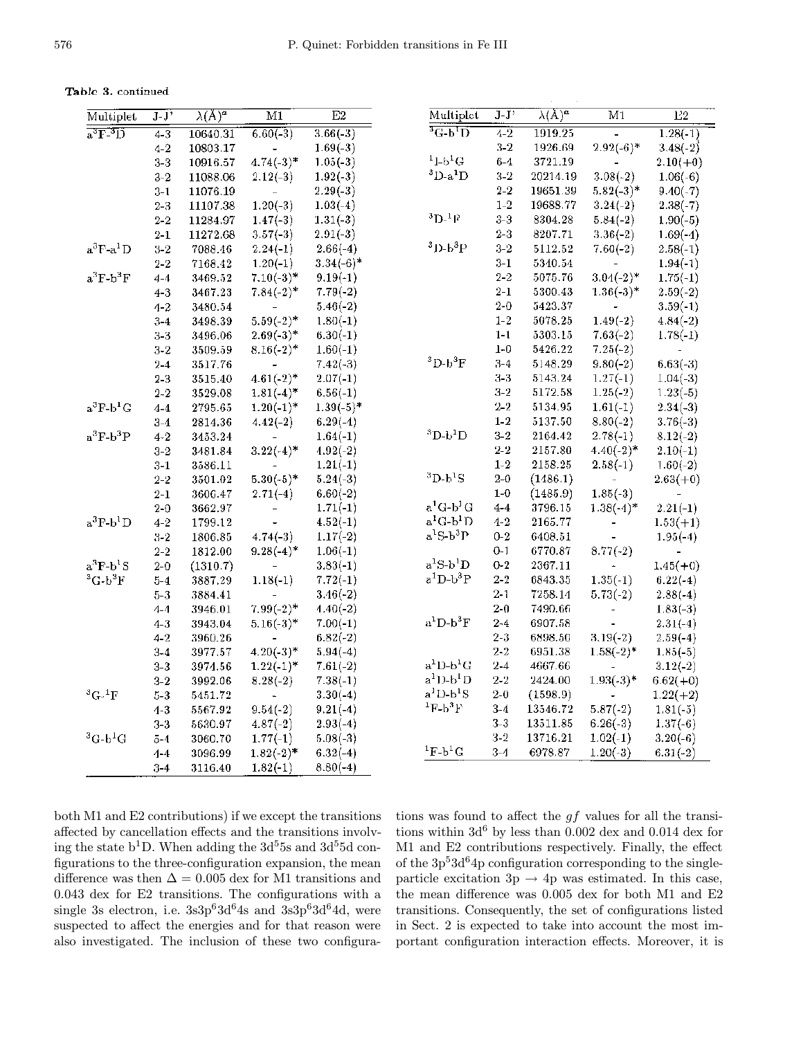**Table 3.** continued

| Multiplet | J-J' | λ(Å)[a] | M1 | E2 |
|---|---|---|---|---|
| $a^3F$-$^3D$ | 4-3 | 10640.31 | 6.60(-3) | 3.66(-3) |
| | 4-2 | 10803.17 | - | 1.69(-3) |
| | 3-3 | 10916.57 | 4.74(-3)* | 1.05(-3) |
| | 3-2 | 11088.06 | 2.12(-3) | 1.92(-3) |
| | 3-1 | 11076.19 | - | 2.29(-3) |
| | 2-3 | 11107.38 | 1.20(-3) | 1.03(-4) |
| | 2-2 | 11284.97 | 1.47(-3) | 1.31(-3) |
| | 2-1 | 11272.68 | 3.57(-3) | 2.91(-3) |
| $a^3F$-$a^1D$ | 3-2 | 7088.46 | 2.24(-1) | 2.66(-4) |
| | 2-2 | 7168.42 | 1.20(-1) | 3.34(-6)* |
| $a^3F$-$b^3F$ | 4-4 | 3469.52 | 7.10(-3)* | 9.19(-1) |
| | 4-3 | 3467.23 | 7.84(-2)* | 7.79(-2) |
| | 4-2 | 3480.54 | - | 5.46(-2) |
| | 3-4 | 3498.39 | 5.59(-2)* | 1.80(-1) |
| | 3-3 | 3496.06 | 2.69(-3)* | 6.30(-1) |
| | 3-2 | 3509.59 | 8.16(-2)* | 1.60(-1) |
| | 2-4 | 3517.76 | - | 7.42(-3) |
| | 2-3 | 3515.40 | 4.61(-2)* | 2.07(-1) |
| | 2-2 | 3529.08 | 1.81(-4)* | 6.56(-1) |
| $a^3F$-$b^1G$ | 4-4 | 2795.65 | 1.20(-1)* | 1.39(-5)* |
| | 3-4 | 2814.36 | 4.42(-2) | 6.29(-4) |
| $a^3F$-$b^3P$ | 4-2 | 3453.24 | - | 1.64(-1) |
| | 3-2 | 3481.84 | 3.22(-4)* | 4.92(-2) |
| | 3-1 | 3586.11 | - | 1.21(-1) |
| | 2-2 | 3501.02 | 5.30(-5)* | 5.24(-3) |
| | 2-1 | 3606.47 | 2.71(-4) | 6.60(-2) |
| | 2-0 | 3662.97 | - | 1.71(-1) |
| $a^3F$-$b^1D$ | 4-2 | 1799.12 | - | 4.52(-1) |
| | 3-2 | 1806.85 | 4.74(-3) | 1.17(-2) |
| | 2-2 | 1812.00 | 9.28(-4)* | 1.06(-1) |
| $a^3F$-$b^1S$ | 2-0 | (1310.7) | - | 3.83(-1) |
| $^3G$-$b^3F$ | 5-4 | 3887.29 | 1.18(-1) | 7.72(-1) |
| | 5-3 | 3884.41 | - | 3.46(-2) |
| | 4-4 | 3946.01 | 7.99(-2)* | 4.40(-2) |
| | 4-3 | 3943.04 | 5.16(-3)* | 7.00(-1) |
| | 4-2 | 3960.26 | - | 6.82(-2) |
| | 3-4 | 3977.57 | 4.20(-3)* | 5.94(-4) |
| | 3-3 | 3974.56 | 1.22(-1)* | 7.61(-2) |
| | 3-2 | 3992.06 | 8.28(-2) | 7.38(-1) |
| $^3G$-$^1F$ | 5-3 | 5451.72 | - | 3.30(-4) |
| | 4-3 | 5567.92 | 9.54(-2) | 9.21(-4) |
| | 3-3 | 5630.97 | 4.87(-2) | 2.93(-4) |
| $^3G$-$b^1G$ | 5-4 | 3060.70 | 1.77(-1) | 5.08(-3) |
| | 4-4 | 3096.99 | 1.82(-2)* | 6.32(-4) |
| | 3-4 | 3116.40 | 1.82(-1) | 8.80(-4) |
| $^3G$-$b^1D$ | 4-2 | 1919.25 | - | 1.28(-1) |
| | 3-2 | 1926.69 | 2.92(-6)* | 3.48(-2) |
| $^1I$-$b^1G$ | 6-4 | 3721.19 | - | 2.10(+0) |
| $^3D$-$a^1D$ | 3-2 | 20214.19 | 3.08(-2) | 1.06(-6) |
| | 2-2 | 19651.39 | 5.82(-3)* | 9.40(-7) |
| | 1-2 | 19688.77 | 3.24(-2) | 2.38(-7) |
| $^3D$-$^1F$ | 3-3 | 8304.28 | 5.84(-2) | 1.90(-5) |
| | 2-3 | 8207.71 | 3.36(-2) | 1.69(-4) |
| $^3D$-$b^3P$ | 3-2 | 5112.52 | 7.60(-2) | 2.58(-1) |
| | 3-1 | 5340.54 | - | 1.94(-1) |
| | 2-2 | 5075.76 | 3.04(-2)* | 1.75(-1) |
| | 2-1 | 5300.43 | 1.36(-3)* | 2.59(-2) |
| | 2-0 | 5423.37 | - | 3.59(-1) |
| | 1-2 | 5078.25 | 1.49(-2) | 4.84(-2) |
| | 1-1 | 5303.15 | 7.63(-2) | 1.78(-1) |
| | 1-0 | 5426.22 | 7.25(-2) | - |
| $^3D$-$b^3F$ | 3-4 | 5148.29 | 9.80(-2) | 6.63(-3) |
| | 3-3 | 5143.24 | 1.27(-1) | 1.04(-3) |
| | 3-2 | 5172.58 | 1.25(-2) | 1.23(-5) |
| | 2-2 | 5134.95 | 1.61(-1) | 2.34(-3) |
| | 1-2 | 5137.50 | 8.80(-2) | 3.76(-3) |
| $^3D$-$b^1D$ | 3-2 | 2164.42 | 2.78(-1) | 8.12(-2) |
| | 2-2 | 2157.80 | 4.40(-2)* | 2.10(-1) |
| | 1-2 | 2158.25 | 2.58(-1) | 1.60(-2) |
| $^3D$-$b^1S$ | 2-0 | (1486.1) | - | 2.63(+0) |
| | 1-0 | (1485.9) | 1.85(-3) | - |
| $a^1G$-$b^1G$ | 4-4 | 3796.15 | 1.38(-4)* | 2.21(-1) |
| $a^1G$-$b^1D$ | 4-2 | 2165.77 | - | 1.53(+1) |
| $a^1S$-$b^3P$ | 0-2 | 6408.51 | - | 1.95(-4) |
| | 0-1 | 6770.87 | 8.77(-2) | - |
| $a^1S$-$b^1D$ | 0-2 | 2367.11 | - | 1.45(+0) |
| $a^1D$-$b^3P$ | 2-2 | 6843.35 | 1.35(-1) | 6.22(-4) |
| | 2-1 | 7258.14 | 5.73(-2) | 2.88(-4) |
| | 2-0 | 7490.66 | - | 1.83(-3) |
| $a^1D$-$b^3F$ | 2-4 | 6907.58 | - | 2.31(-4) |
| | 2-3 | 6898.50 | 3.19(-2) | 2.59(-4) |
| | 2-2 | 6951.38 | 1.58(-2)* | 1.85(-5) |
| $a^1D$-$b^1G$ | 2-4 | 4667.66 | - | 3.12(-2) |
| $a^1D$-$b^1D$ | 2-2 | 2424.00 | 1.93(-3)* | 6.62(+0) |
| $a^1D$-$b^1S$ | 2-0 | (1598.9) | - | 1.22(+2) |
| $^1F$-$b^3F$ | 3-4 | 13546.72 | 5.87(-2) | 1.81(-5) |
| | 3-3 | 13511.85 | 6.26(-3) | 1.37(-6) |
| | 3-2 | 13716.21 | 1.02(-1) | 3.20(-6) |
| $^1F$-$b^1G$ | 3-4 | 6978.87 | 1.20(-3) | 6.31(-2) |

both M1 and E2 contributions) if we except the transitions affected by cancellation effects and the transitions involving the state $b^1D$. When adding the $3d^55s$ and $3d^55d$ configurations to the three-configuration expansion, the mean difference was then $\Delta = 0.005$ dex for M1 transitions and 0.043 dex for E2 transitions. The configurations with a single 3s electron, i.e. $3s3p^63d^64s$ and $3s3p^63d^64d$, were suspected to affect the energies and for that reason were also investigated. The inclusion of these two configurations was found to affect the $gf$ values for all the transitions within $3d^6$ by less than 0.002 dex and 0.014 dex for M1 and E2 contributions respectively. Finally, the effect of the $3p^53d^64p$ configuration corresponding to the single-particle excitation $3p \rightarrow 4p$ was estimated. In this case, the mean difference was 0.005 dex for both M1 and E2 transitions. Consequently, the set of configurations listed in Sect. 2 is expected to take into account the most important configuration interaction effects. Moreover, it is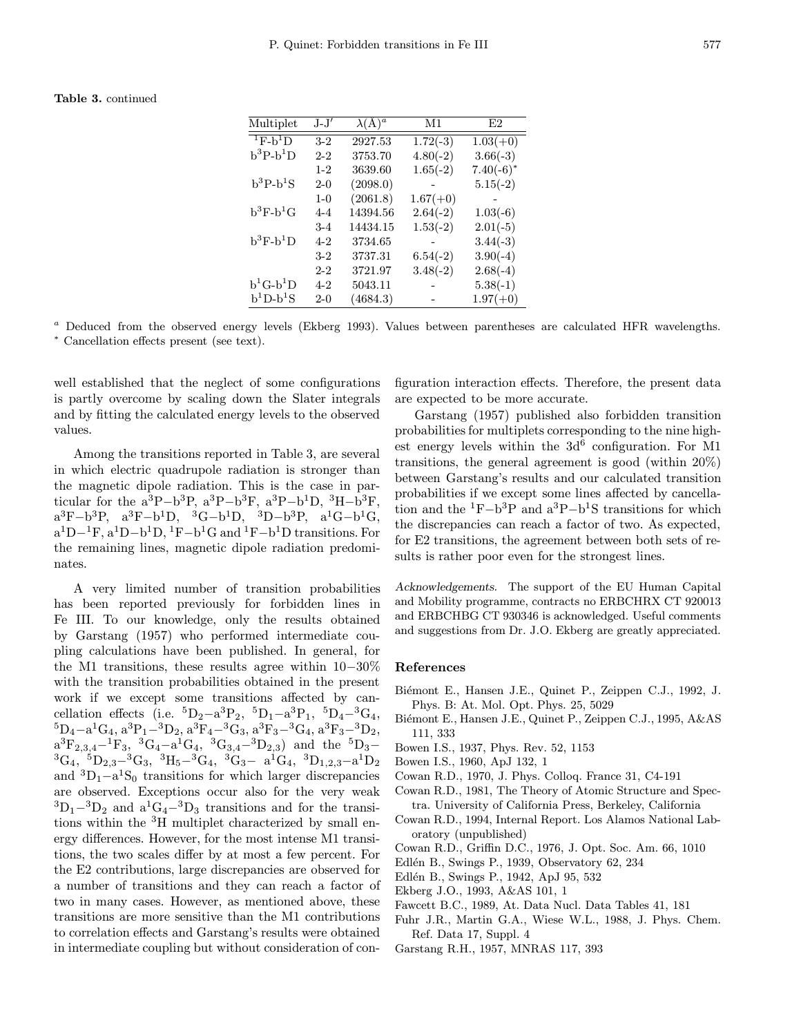**Table 3.** continued

| Multiplet | J-J′ | $\lambda$(Å)[a] | M1 | E2 |
|---|---|---|---|---|
| $^1$F-b$^1$D | 3-2 | 2927.53 | 1.72(-3) | 1.03(+0) |
| b$^3$P-b$^1$D | 2-2 | 3753.70 | 4.80(-2) | 3.66(-3) |
| | 1-2 | 3639.60 | 1.65(-2) | 7.40(-6)* |
| b$^3$P-b$^1$S | 2-0 | (2098.0) | - | 5.15(-2) |
| | 1-0 | (2061.8) | 1.67(+0) | - |
| b$^3$F-b$^1$G | 4-4 | 14394.56 | 2.64(-2) | 1.03(-6) |
| | 3-4 | 14434.15 | 1.53(-2) | 2.01(-5) |
| b$^3$F-b$^1$D | 4-2 | 3734.65 | - | 3.44(-3) |
| | 3-2 | 3737.31 | 6.54(-2) | 3.90(-4) |
| | 2-2 | 3721.97 | 3.48(-2) | 2.68(-4) |
| b$^1$G-b$^1$D | 4-2 | 5043.11 | - | 5.38(-1) |
| b$^1$D-b$^1$S | 2-0 | (4684.3) | - | 1.97(+0) |

[a] Deduced from the observed energy levels (Ekberg 1993). Values between parentheses are calculated HFR wavelengths.
* Cancellation effects present (see text).

well established that the neglect of some configurations is partly overcome by scaling down the Slater integrals and by fitting the calculated energy levels to the observed values.

Among the transitions reported in Table 3, are several in which electric quadrupole radiation is stronger than the magnetic dipole radiation. This is the case in particular for the a$^3$P−b$^3$P, a$^3$P−b$^3$F, a$^3$P−b$^1$D, $^3$H−b$^3$F, a$^3$F−b$^3$P, a$^3$F−b$^1$D, $^3$G−b$^1$D, $^3$D−b$^3$P, a$^1$G−b$^1$G, a$^1$D−$^1$F, a$^1$D−b$^1$D, $^1$F−b$^1$G and $^1$F−b$^1$D transitions. For the remaining lines, magnetic dipole radiation predominates.

A very limited number of transition probabilities has been reported previously for forbidden lines in Fe III. To our knowledge, only the results obtained by Garstang (1957) who performed intermediate coupling calculations have been published. In general, for the M1 transitions, these results agree within 10−30% with the transition probabilities obtained in the present work if we except some transitions affected by cancellation effects (i.e. $^5$D$_2$−a$^3$P$_2$, $^5$D$_1$−a$^3$P$_1$, $^5$D$_4$−$^3$G$_4$, $^5$D$_4$−a$^1$G$_4$, a$^3$P$_1$−$^3$D$_2$, a$^3$F$_4$−$^3$G$_3$, a$^3$F$_3$−$^3$G$_4$, a$^3$F$_3$−$^3$D$_2$, a$^3$F$_{2,3,4}$−$^1$F$_3$, $^3$G$_4$−a$^1$G$_4$, $^3$G$_{3,4}$−$^3$D$_{2,3}$) and the $^5$D$_3$−$^3$G$_4$, $^5$D$_{2,3}$−$^3$G$_3$, $^3$H$_5$−$^3$G$_4$, $^3$G$_3$− a$^1$G$_4$, $^3$D$_{1,2,3}$−a$^1$D$_2$ and $^3$D$_1$−a$^1$S$_0$ transitions for which larger discrepancies are observed. Exceptions occur also for the very weak $^3$D$_1$−$^3$D$_2$ and a$^1$G$_4$−$^3$D$_3$ transitions and for the transitions within the $^3$H multiplet characterized by small energy differences. However, for the most intense M1 transitions, the two scales differ by at most a few percent. For the E2 contributions, large discrepancies are observed for a number of transitions and they can reach a factor of two in many cases. However, as mentioned above, these transitions are more sensitive than the M1 contributions to correlation effects and Garstang's results were obtained in intermediate coupling but without consideration of configuration interaction effects. Therefore, the present data are expected to be more accurate.

Garstang (1957) published also forbidden transition probabilities for multiplets corresponding to the nine highest energy levels within the 3d$^6$ configuration. For M1 transitions, the general agreement is good (within 20%) between Garstang's results and our calculated transition probabilities if we except some lines affected by cancellation and the $^1$F−b$^3$P and a$^3$P−b$^1$S transitions for which the discrepancies can reach a factor of two. As expected, for E2 transitions, the agreement between both sets of results is rather poor even for the strongest lines.

*Acknowledgements.* The support of the EU Human Capital and Mobility programme, contracts no ERBCHRX CT 920013 and ERBCHBG CT 930346 is acknowledged. Useful comments and suggestions from Dr. J.O. Ekberg are greatly appreciated.

## References

- Biémont E., Hansen J.E., Quinet P., Zeippen C.J., 1992, J. Phys. B: At. Mol. Opt. Phys. 25, 5029
- Biémont E., Hansen J.E., Quinet P., Zeippen C.J., 1995, A&AS 111, 333
- Bowen I.S., 1937, Phys. Rev. 52, 1153
- Bowen I.S., 1960, ApJ 132, 1
- Cowan R.D., 1970, J. Phys. Colloq. France 31, C4-191
- Cowan R.D., 1981, The Theory of Atomic Structure and Spectra. University of California Press, Berkeley, California
- Cowan R.D., 1994, Internal Report. Los Alamos National Laboratory (unpublished)
- Cowan R.D., Griffin D.C., 1976, J. Opt. Soc. Am. 66, 1010
- Edlén B., Swings P., 1939, Observatory 62, 234
- Edlén B., Swings P., 1942, ApJ 95, 532
- Ekberg J.O., 1993, A&AS 101, 1
- Fawcett B.C., 1989, At. Data Nucl. Data Tables 41, 181
- Fuhr J.R., Martin G.A., Wiese W.L., 1988, J. Phys. Chem. Ref. Data 17, Suppl. 4
- Garstang R.H., 1957, MNRAS 117, 393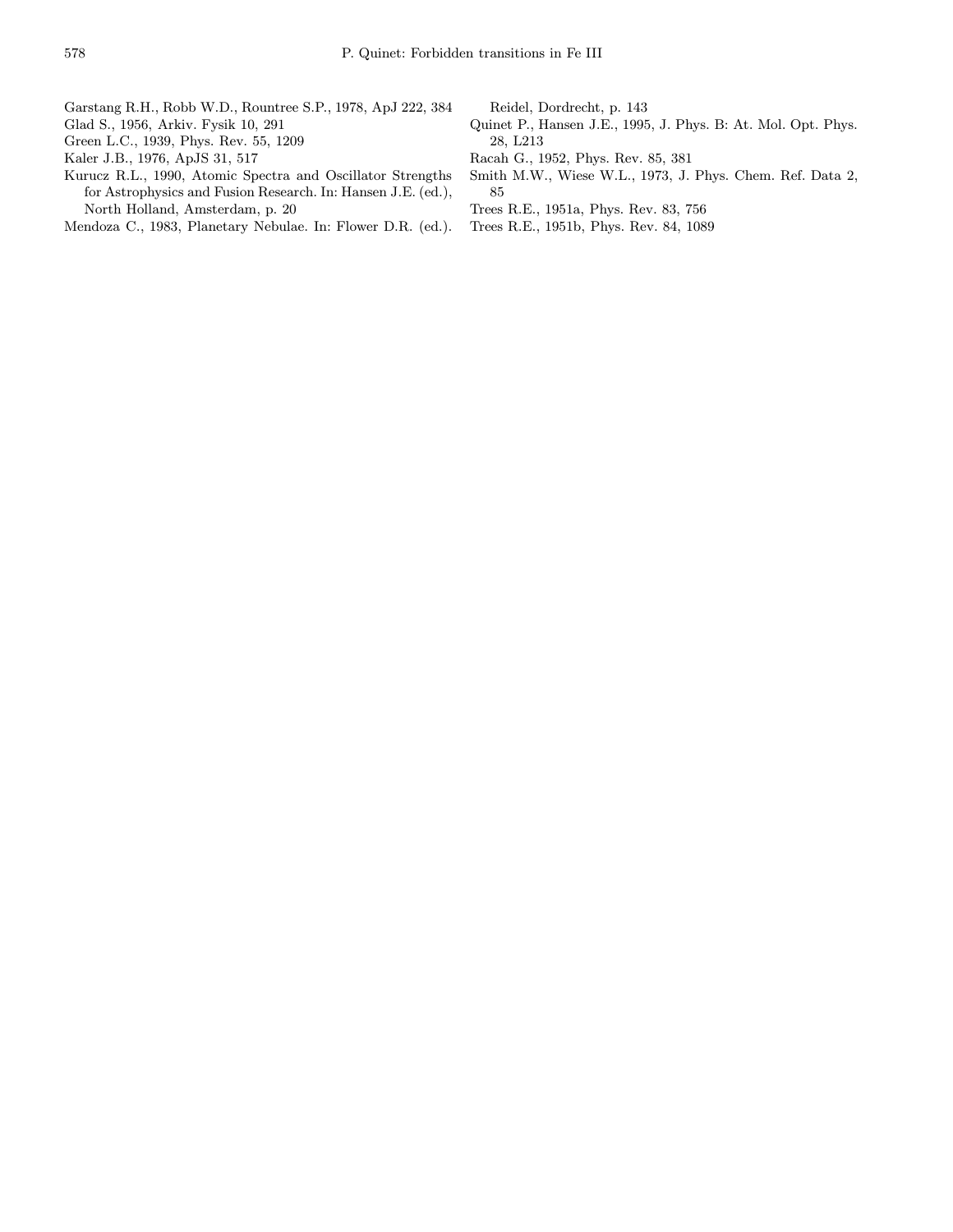Garstang R.H., Robb W.D., Rountree S.P., 1978, ApJ 222, 384

Glad S., 1956, Arkiv. Fysik 10, 291

Green L.C., 1939, Phys. Rev. 55, 1209

Kaler J.B., 1976, ApJS 31, 517

Kurucz R.L., 1990, Atomic Spectra and Oscillator Strengths for Astrophysics and Fusion Research. In: Hansen J.E. (ed.), North Holland, Amsterdam, p. 20

Mendoza C., 1983, Planetary Nebulae. In: Flower D.R. (ed.). Reidel, Dordrecht, p. 143

Quinet P., Hansen J.E., 1995, J. Phys. B: At. Mol. Opt. Phys. 28, L213

Racah G., 1952, Phys. Rev. 85, 381

Smith M.W., Wiese W.L., 1973, J. Phys. Chem. Ref. Data 2, 85

Trees R.E., 1951a, Phys. Rev. 83, 756

Trees R.E., 1951b, Phys. Rev. 84, 1089